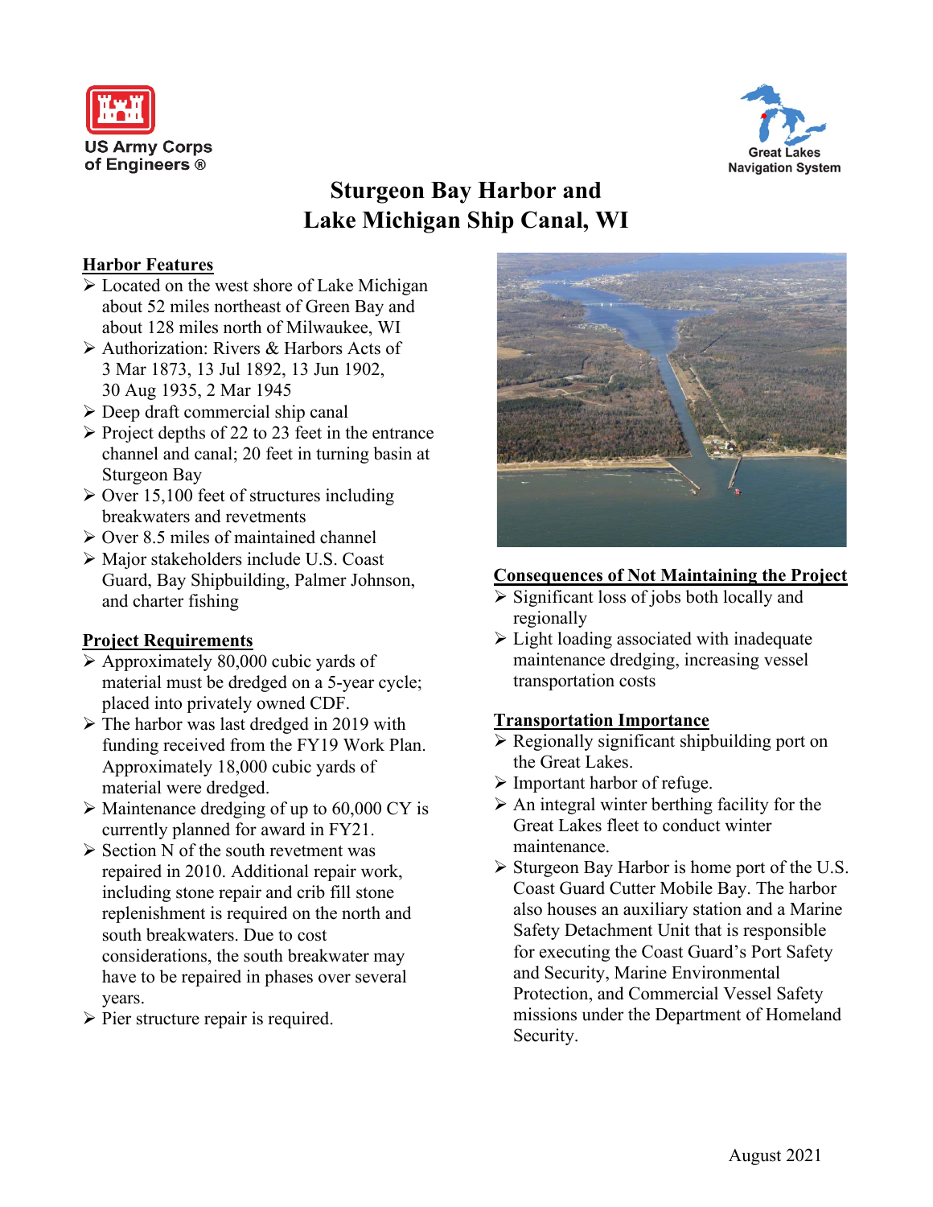# Sturgeon Bay Harbor and Lake Michigan Ship Canal, WI

## Harbor Features

- Located on the west shore of Lake Michigan about 52 miles northeast of Green Bay and about 128 miles north of Milwaukee, WI
- Authorization: Rivers & Harbors Acts of 3 Mar 1873, 13 Jul 1892, 13 Jun 1902, 30 Aug 1935, 2 Mar 1945
- Deep draft commercial ship canal
- Project depths of 22 to 23 feet in the entrance channel and canal; 20 feet in turning basin at Sturgeon Bay
- Over 15,100 feet of structures including breakwaters and revetments
- Over 8.5 miles of maintained channel
- Major stakeholders include U.S. Coast Guard, Bay Shipbuilding, Palmer Johnson, and charter fishing

## Project Requirements

- Approximately 80,000 cubic yards of material must be dredged on a 5-year cycle; placed into privately owned CDF.
- The harbor was last dredged in 2019 with funding received from the FY19 Work Plan. Approximately 18,000 cubic yards of material were dredged.
- Maintenance dredging of up to 60,000 CY is currently planned for award in FY21.
- Section N of the south revetment was repaired in 2010. Additional repair work, including stone repair and crib fill stone replenishment is required on the north and south breakwaters. Due to cost considerations, the south breakwater may have to be repaired in phases over several years.
- Pier structure repair is required.

## Consequences of Not Maintaining the Project

- Significant loss of jobs both locally and regionally
- Light loading associated with inadequate maintenance dredging, increasing vessel transportation costs

## Transportation Importance

- Regionally significant shipbuilding port on the Great Lakes.
- Important harbor of refuge.
- An integral winter berthing facility for the Great Lakes fleet to conduct winter maintenance.
- Sturgeon Bay Harbor is home port of the U.S. Coast Guard Cutter Mobile Bay. The harbor also houses an auxiliary station and a Marine Safety Detachment Unit that is responsible for executing the Coast Guard's Port Safety and Security, Marine Environmental Protection, and Commercial Vessel Safety missions under the Department of Homeland Security.

August 2021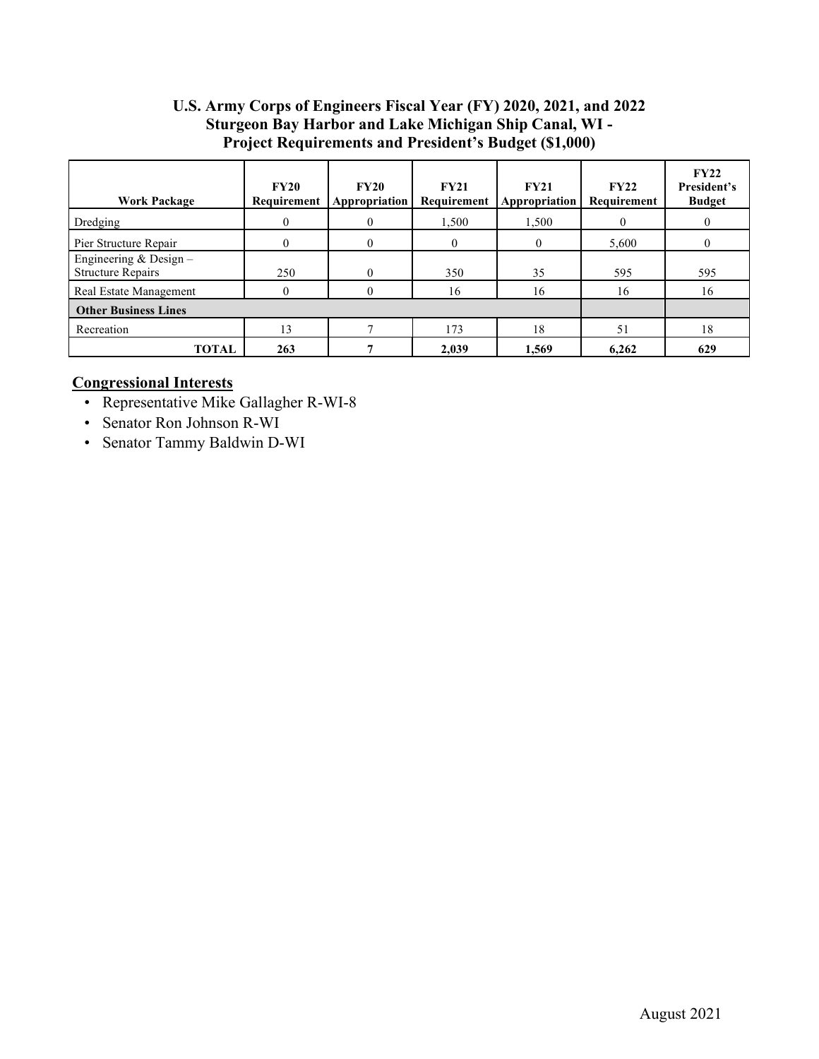**U.S. Army Corps of Engineers Fiscal Year (FY) 2020, 2021, and 2022**
**Sturgeon Bay Harbor and Lake Michigan Ship Canal, WI -**
**Project Requirements and President's Budget ($1,000)**

| Work Package | FY20 Requirement | FY20 Appropriation | FY21 Requirement | FY21 Appropriation | FY22 Requirement | FY22 President's Budget |
|---|---|---|---|---|---|---|
| Dredging | 0 | 0 | 1,500 | 1,500 | 0 | 0 |
| Pier Structure Repair | 0 | 0 | 0 | 0 | 5,600 | 0 |
| Engineering & Design – Structure Repairs | 250 | 0 | 350 | 35 | 595 | 595 |
| Real Estate Management | 0 | 0 | 16 | 16 | 16 | 16 |
| **Other Business Lines** | | | | | | |
| Recreation | 13 | 7 | 173 | 18 | 51 | 18 |
| **TOTAL** | **263** | **7** | **2,039** | **1,569** | **6,262** | **629** |

## Congressional Interests

- Representative Mike Gallagher R-WI-8
- Senator Ron Johnson R-WI
- Senator Tammy Baldwin D-WI

August 2021